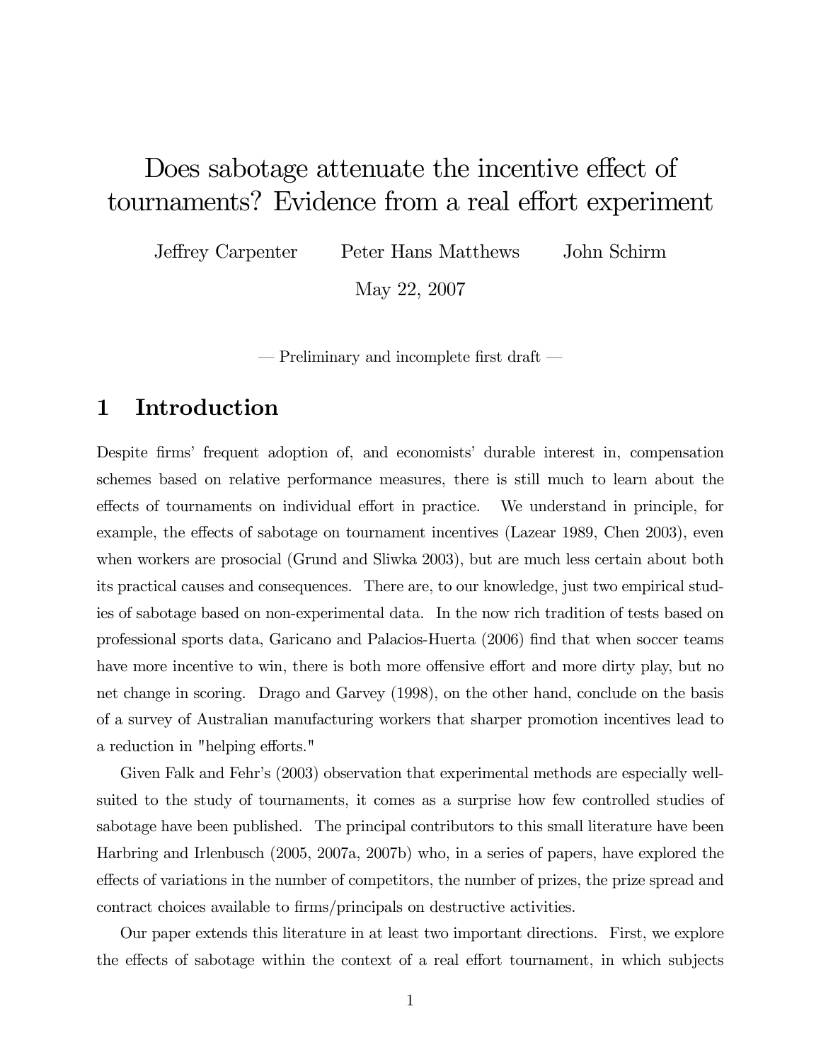# Does sabotage attenuate the incentive effect of tournaments? Evidence from a real effort experiment

Jeffrey Carpenter   Peter Hans Matthews   John Schirm

May 22, 2007

— Preliminary and incomplete first draft —

## 1 Introduction

Despite firms' frequent adoption of, and economists' durable interest in, compensation schemes based on relative performance measures, there is still much to learn about the effects of tournaments on individual effort in practice. We understand in principle, for example, the effects of sabotage on tournament incentives (Lazear 1989, Chen 2003), even when workers are prosocial (Grund and Sliwka 2003), but are much less certain about both its practical causes and consequences. There are, to our knowledge, just two empirical studies of sabotage based on non-experimental data. In the now rich tradition of tests based on professional sports data, Garicano and Palacios-Huerta (2006) find that when soccer teams have more incentive to win, there is both more offensive effort and more dirty play, but no net change in scoring. Drago and Garvey (1998), on the other hand, conclude on the basis of a survey of Australian manufacturing workers that sharper promotion incentives lead to a reduction in "helping efforts."

Given Falk and Fehr's (2003) observation that experimental methods are especially well-suited to the study of tournaments, it comes as a surprise how few controlled studies of sabotage have been published. The principal contributors to this small literature have been Harbring and Irlenbusch (2005, 2007a, 2007b) who, in a series of papers, have explored the effects of variations in the number of competitors, the number of prizes, the prize spread and contract choices available to firms/principals on destructive activities.

Our paper extends this literature in at least two important directions. First, we explore the effects of sabotage within the context of a real effort tournament, in which subjects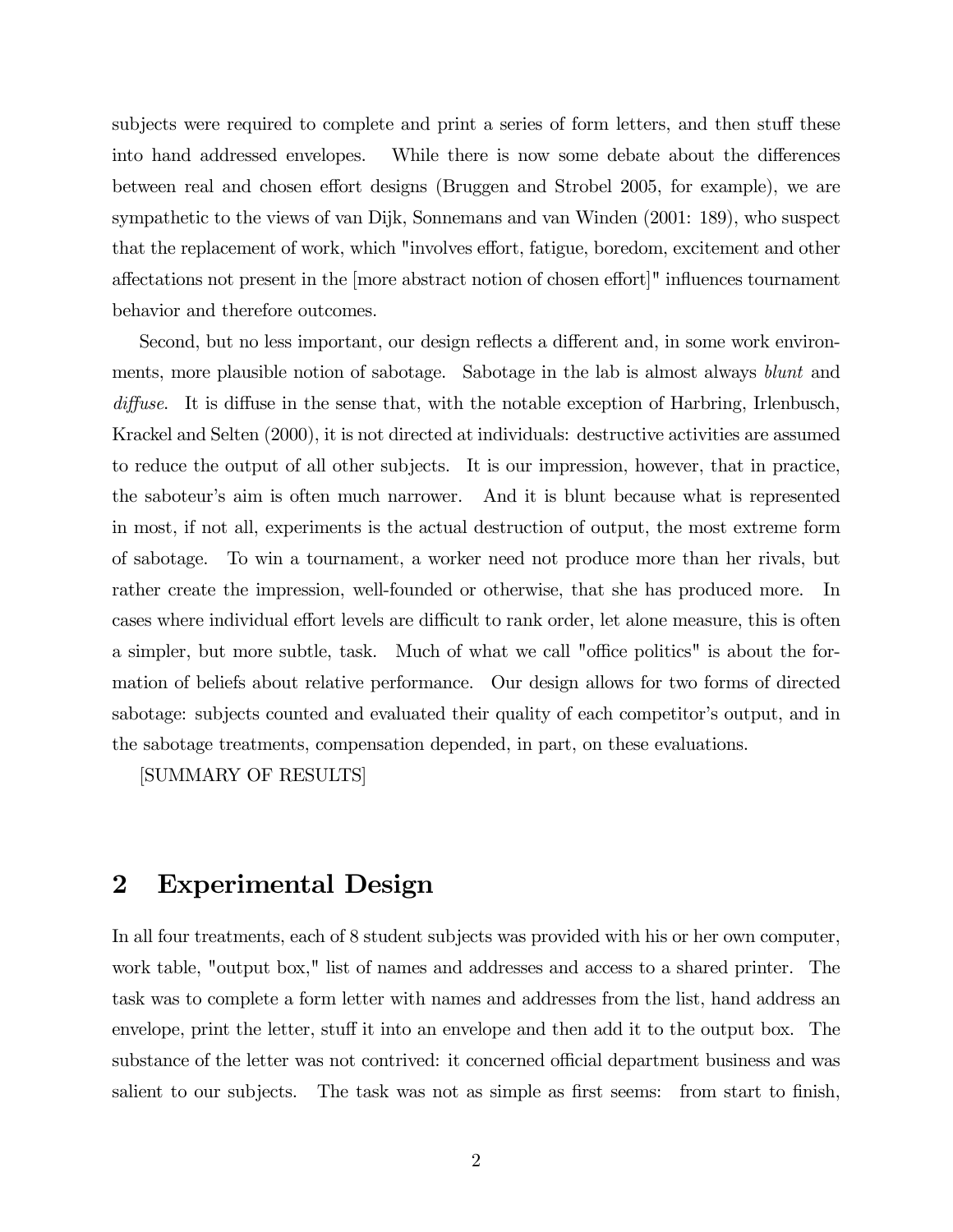subjects were required to complete and print a series of form letters, and then stuff these into hand addressed envelopes. While there is now some debate about the differences between real and chosen effort designs (Bruggen and Strobel 2005, for example), we are sympathetic to the views of van Dijk, Sonnemans and van Winden (2001: 189), who suspect that the replacement of work, which "involves effort, fatigue, boredom, excitement and other affectations not present in the [more abstract notion of chosen effort]" influences tournament behavior and therefore outcomes.

Second, but no less important, our design reflects a different and, in some work environments, more plausible notion of sabotage. Sabotage in the lab is almost always *blunt* and *diffuse*. It is diffuse in the sense that, with the notable exception of Harbring, Irlenbusch, Krackel and Selten (2000), it is not directed at individuals: destructive activities are assumed to reduce the output of all other subjects. It is our impression, however, that in practice, the saboteur's aim is often much narrower. And it is blunt because what is represented in most, if not all, experiments is the actual destruction of output, the most extreme form of sabotage. To win a tournament, a worker need not produce more than her rivals, but rather create the impression, well-founded or otherwise, that she has produced more. In cases where individual effort levels are difficult to rank order, let alone measure, this is often a simpler, but more subtle, task. Much of what we call "office politics" is about the formation of beliefs about relative performance. Our design allows for two forms of directed sabotage: subjects counted and evaluated their quality of each competitor's output, and in the sabotage treatments, compensation depended, in part, on these evaluations.

[SUMMARY OF RESULTS]

## 2 Experimental Design

In all four treatments, each of 8 student subjects was provided with his or her own computer, work table, "output box," list of names and addresses and access to a shared printer. The task was to complete a form letter with names and addresses from the list, hand address an envelope, print the letter, stuff it into an envelope and then add it to the output box. The substance of the letter was not contrived: it concerned official department business and was salient to our subjects. The task was not as simple as first seems: from start to finish,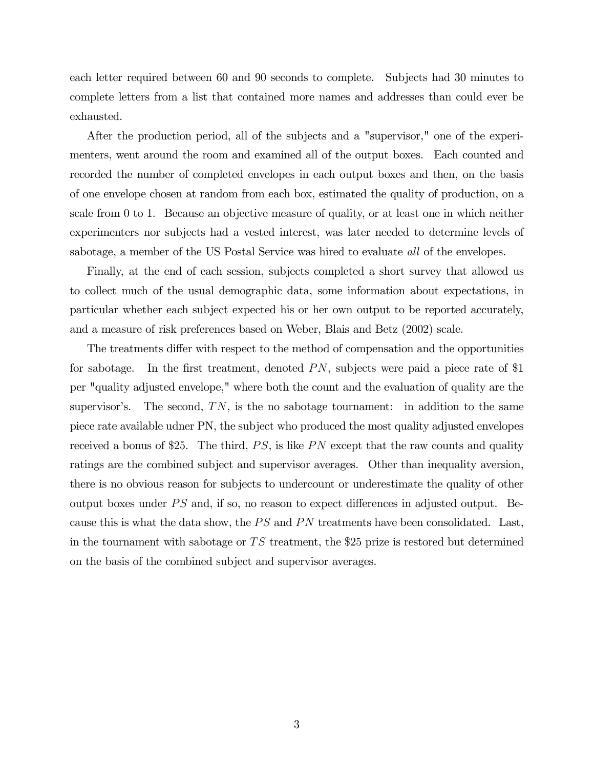each letter required between 60 and 90 seconds to complete. Subjects had 30 minutes to complete letters from a list that contained more names and addresses than could ever be exhausted.

After the production period, all of the subjects and a "supervisor," one of the experimenters, went around the room and examined all of the output boxes. Each counted and recorded the number of completed envelopes in each output boxes and then, on the basis of one envelope chosen at random from each box, estimated the quality of production, on a scale from 0 to 1. Because an objective measure of quality, or at least one in which neither experimenters nor subjects had a vested interest, was later needed to determine levels of sabotage, a member of the US Postal Service was hired to evaluate *all* of the envelopes.

Finally, at the end of each session, subjects completed a short survey that allowed us to collect much of the usual demographic data, some information about expectations, in particular whether each subject expected his or her own output to be reported accurately, and a measure of risk preferences based on Weber, Blais and Betz (2002) scale.

The treatments differ with respect to the method of compensation and the opportunities for sabotage. In the first treatment, denoted $PN$, subjects were paid a piece rate of \$1 per "quality adjusted envelope," where both the count and the evaluation of quality are the supervisor's. The second, $TN$, is the no sabotage tournament: in addition to the same piece rate available udner PN, the subject who produced the most quality adjusted envelopes received a bonus of \$25. The third, $PS$, is like $PN$ except that the raw counts and quality ratings are the combined subject and supervisor averages. Other than inequality aversion, there is no obvious reason for subjects to undercount or underestimate the quality of other output boxes under $PS$ and, if so, no reason to expect differences in adjusted output. Because this is what the data show, the $PS$ and $PN$ treatments have been consolidated. Last, in the tournament with sabotage or $TS$ treatment, the \$25 prize is restored but determined on the basis of the combined subject and supervisor averages.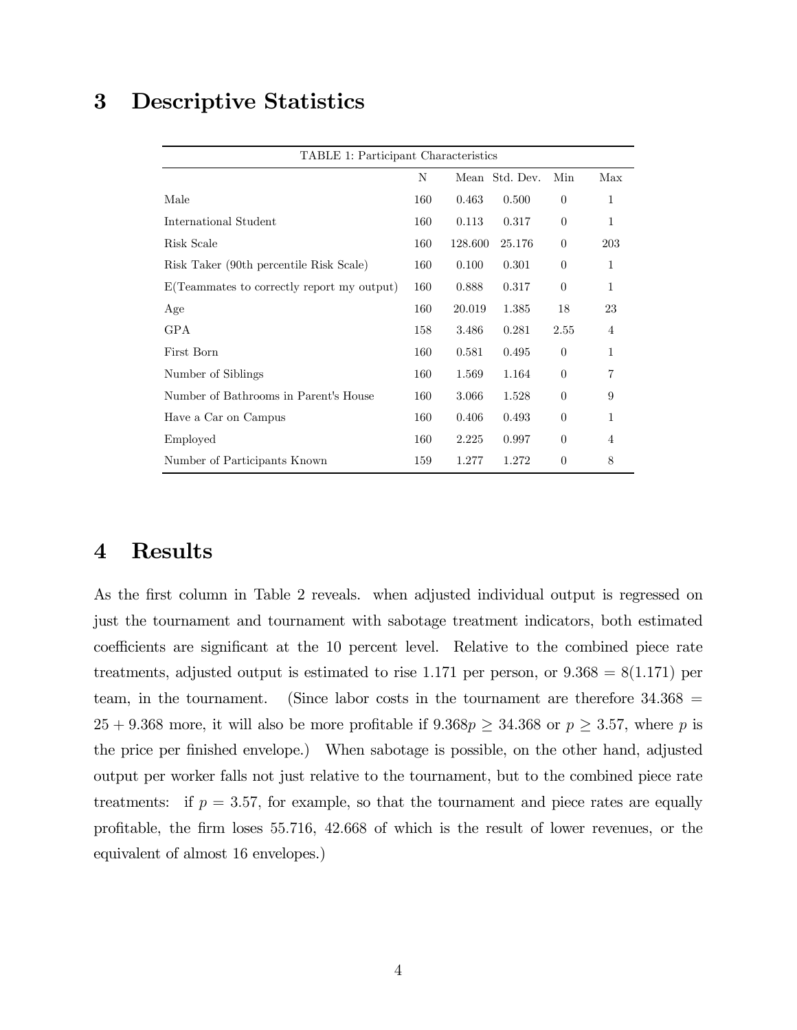# 3 Descriptive Statistics

| TABLE 1: Participant Characteristics | | | | | |
|---|---|---|---|---|---|
| | N | Mean | Std. Dev. | Min | Max |
| Male | 160 | 0.463 | 0.500 | 0 | 1 |
| International Student | 160 | 0.113 | 0.317 | 0 | 1 |
| Risk Scale | 160 | 128.600 | 25.176 | 0 | 203 |
| Risk Taker (90th percentile Risk Scale) | 160 | 0.100 | 0.301 | 0 | 1 |
| E(Teammates to correctly report my output) | 160 | 0.888 | 0.317 | 0 | 1 |
| Age | 160 | 20.019 | 1.385 | 18 | 23 |
| GPA | 158 | 3.486 | 0.281 | 2.55 | 4 |
| First Born | 160 | 0.581 | 0.495 | 0 | 1 |
| Number of Siblings | 160 | 1.569 | 1.164 | 0 | 7 |
| Number of Bathrooms in Parent's House | 160 | 3.066 | 1.528 | 0 | 9 |
| Have a Car on Campus | 160 | 0.406 | 0.493 | 0 | 1 |
| Employed | 160 | 2.225 | 0.997 | 0 | 4 |
| Number of Participants Known | 159 | 1.277 | 1.272 | 0 | 8 |

# 4 Results

As the first column in Table 2 reveals. when adjusted individual output is regressed on just the tournament and tournament with sabotage treatment indicators, both estimated coefficients are significant at the 10 percent level. Relative to the combined piece rate treatments, adjusted output is estimated to rise 1.171 per person, or $9.368 = 8(1.171)$ per team, in the tournament. (Since labor costs in the tournament are therefore $34.368 = 25 + 9.368$ more, it will also be more profitable if $9.368p \geq 34.368$ or $p \geq 3.57$, where $p$ is the price per finished envelope.) When sabotage is possible, on the other hand, adjusted output per worker falls not just relative to the tournament, but to the combined piece rate treatments: if $p = 3.57$, for example, so that the tournament and piece rates are equally profitable, the firm loses 55.716, 42.668 of which is the result of lower revenues, or the equivalent of almost 16 envelopes.)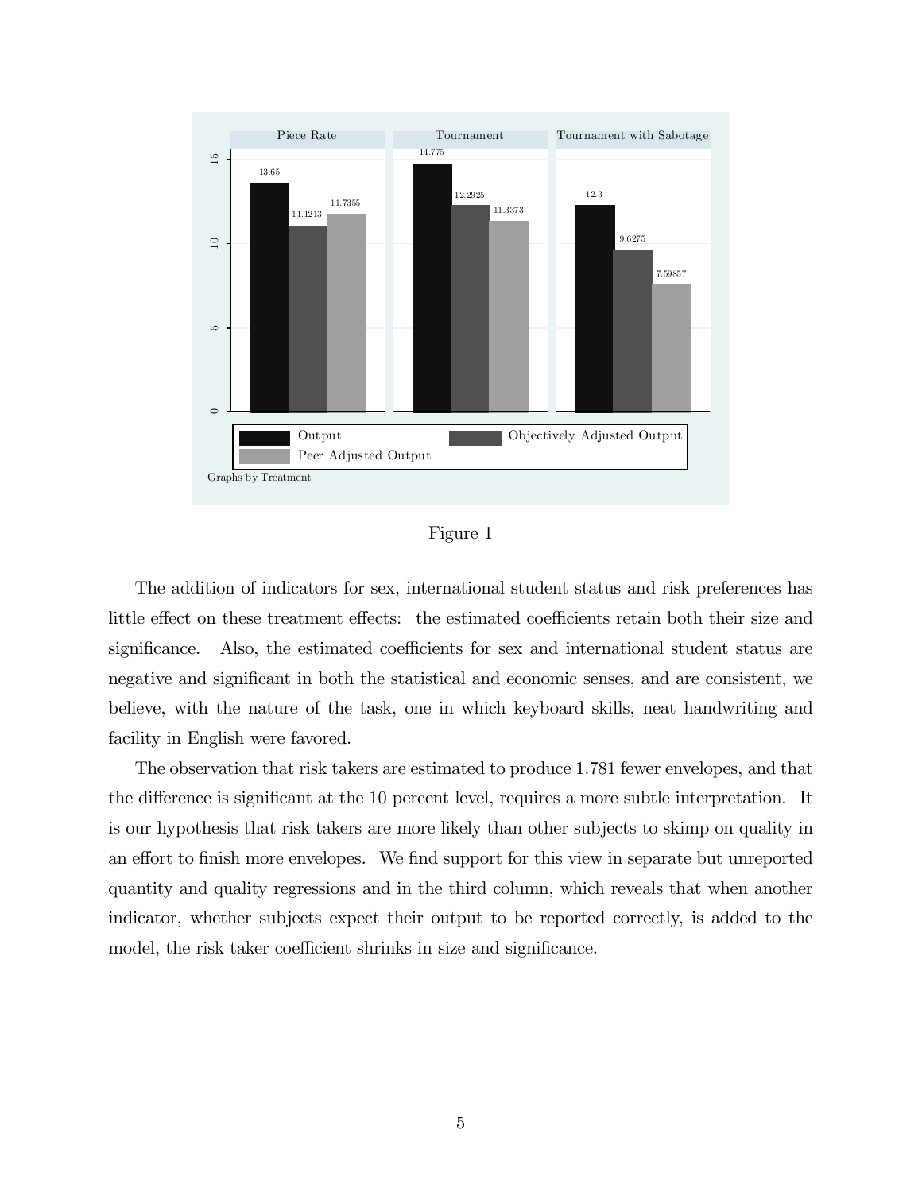Figure 1

The addition of indicators for sex, international student status and risk preferences has little effect on these treatment effects: the estimated coefficients retain both their size and significance. Also, the estimated coefficients for sex and international student status are negative and significant in both the statistical and economic senses, and are consistent, we believe, with the nature of the task, one in which keyboard skills, neat handwriting and facility in English were favored.

The observation that risk takers are estimated to produce 1.781 fewer envelopes, and that the difference is significant at the 10 percent level, requires a more subtle interpretation. It is our hypothesis that risk takers are more likely than other subjects to skimp on quality in an effort to finish more envelopes. We find support for this view in separate but unreported quantity and quality regressions and in the third column, which reveals that when another indicator, whether subjects expect their output to be reported correctly, is added to the model, the risk taker coefficient shrinks in size and significance.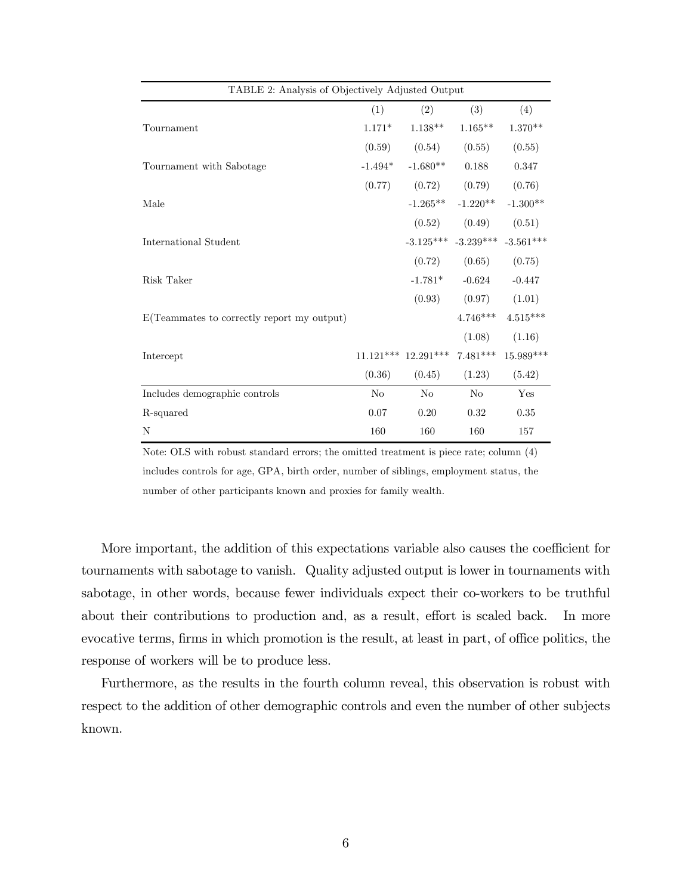TABLE 2: Analysis of Objectively Adjusted Output

| | (1) | (2) | (3) | (4) |
|---|---|---|---|---|
| Tournament | 1.171* | 1.138** | 1.165** | 1.370** |
| | (0.59) | (0.54) | (0.55) | (0.55) |
| Tournament with Sabotage | -1.494* | -1.680** | 0.188 | 0.347 |
| | (0.77) | (0.72) | (0.79) | (0.76) |
| Male | | -1.265** | -1.220** | -1.300** |
| | | (0.52) | (0.49) | (0.51) |
| International Student | | -3.125*** | -3.239*** | -3.561*** |
| | | (0.72) | (0.65) | (0.75) |
| Risk Taker | | -1.781* | -0.624 | -0.447 |
| | | (0.93) | (0.97) | (1.01) |
| E(Teammates to correctly report my output) | | | 4.746*** | 4.515*** |
| | | | (1.08) | (1.16) |
| Intercept | 11.121*** | 12.291*** | 7.481*** | 15.989*** |
| | (0.36) | (0.45) | (1.23) | (5.42) |
| Includes demographic controls | No | No | No | Yes |
| R-squared | 0.07 | 0.20 | 0.32 | 0.35 |
| N | 160 | 160 | 160 | 157 |

Note: OLS with robust standard errors; the omitted treatment is piece rate; column (4) includes controls for age, GPA, birth order, number of siblings, employment status, the number of other participants known and proxies for family wealth.

More important, the addition of this expectations variable also causes the coefficient for tournaments with sabotage to vanish. Quality adjusted output is lower in tournaments with sabotage, in other words, because fewer individuals expect their co-workers to be truthful about their contributions to production and, as a result, effort is scaled back. In more evocative terms, firms in which promotion is the result, at least in part, of office politics, the response of workers will be to produce less.

Furthermore, as the results in the fourth column reveal, this observation is robust with respect to the addition of other demographic controls and even the number of other subjects known.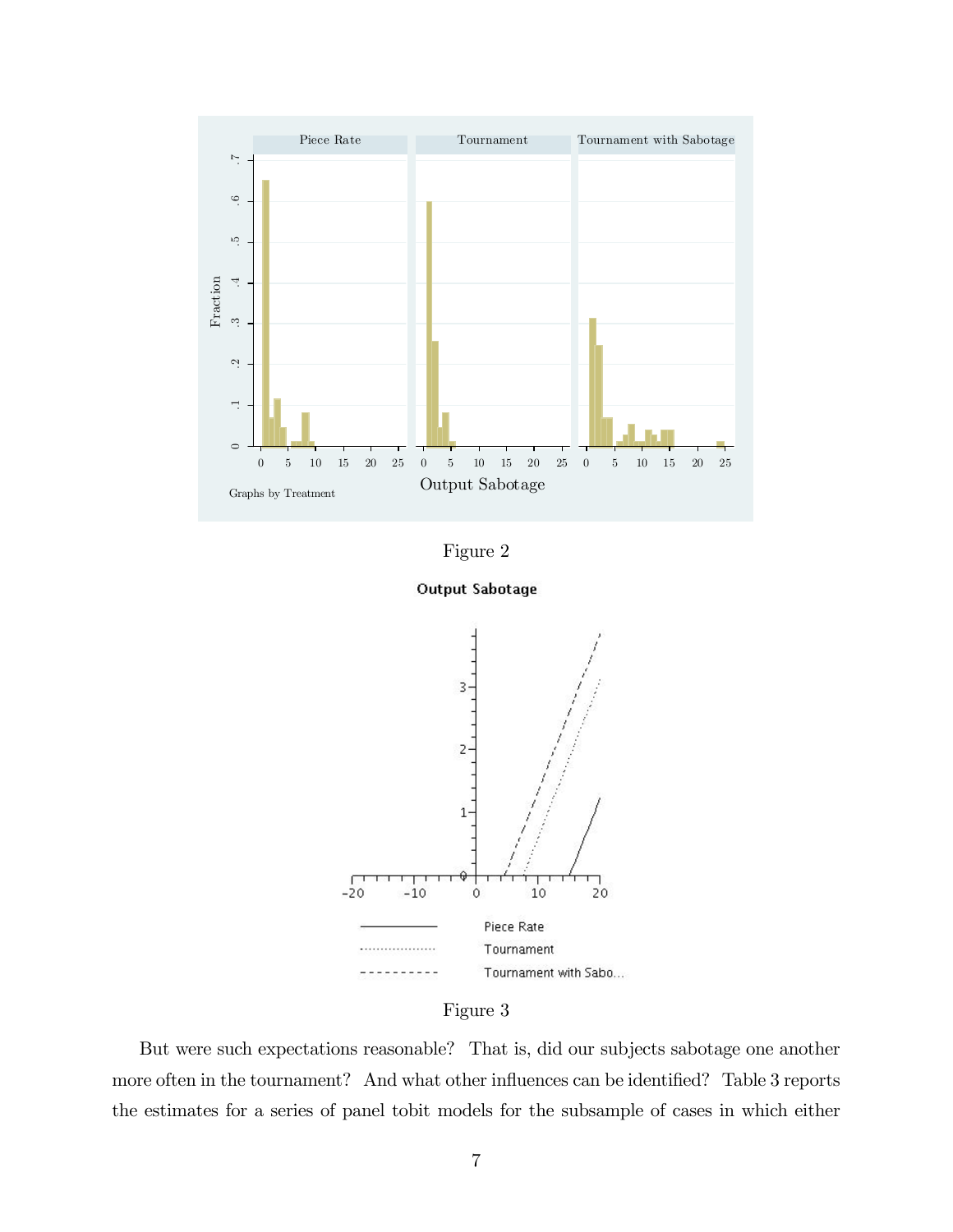Figure 2

Figure 3

But were such expectations reasonable? That is, did our subjects sabotage one another more often in the tournament? And what other influences can be identified? Table 3 reports the estimates for a series of panel tobit models for the subsample of cases in which either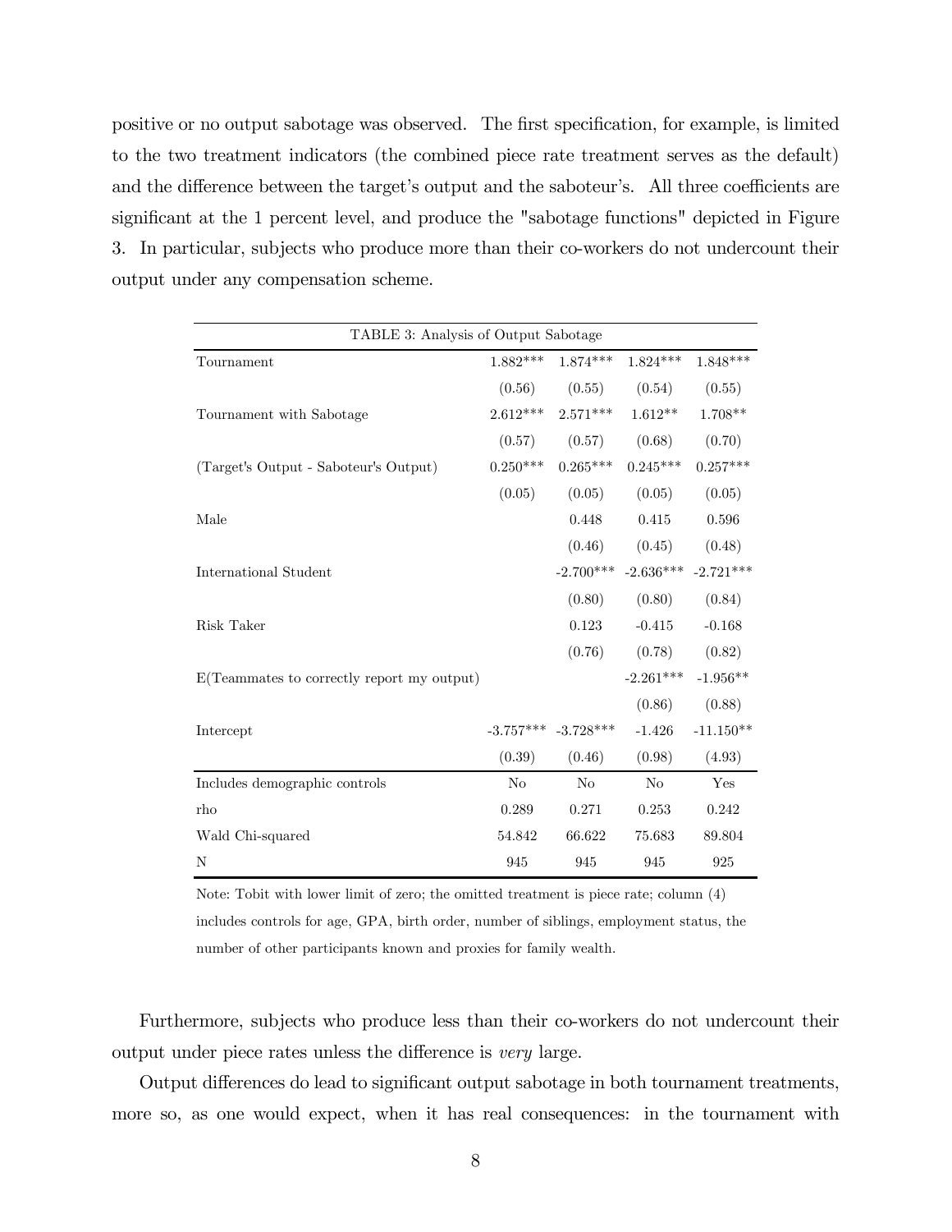positive or no output sabotage was observed. The first specification, for example, is limited to the two treatment indicators (the combined piece rate treatment serves as the default) and the difference between the target's output and the saboteur's. All three coefficients are significant at the 1 percent level, and produce the "sabotage functions" depicted in Figure 3. In particular, subjects who produce more than their co-workers do not undercount their output under any compensation scheme.

| TABLE 3: Analysis of Output Sabotage | | | | |
|---|---|---|---|---|
| Tournament | 1.882*** | 1.874*** | 1.824*** | 1.848*** |
| | (0.56) | (0.55) | (0.54) | (0.55) |
| Tournament with Sabotage | 2.612*** | 2.571*** | 1.612** | 1.708** |
| | (0.57) | (0.57) | (0.68) | (0.70) |
| (Target's Output - Saboteur's Output) | 0.250*** | 0.265*** | 0.245*** | 0.257*** |
| | (0.05) | (0.05) | (0.05) | (0.05) |
| Male | | 0.448 | 0.415 | 0.596 |
| | | (0.46) | (0.45) | (0.48) |
| International Student | | -2.700*** | -2.636*** | -2.721*** |
| | | (0.80) | (0.80) | (0.84) |
| Risk Taker | | 0.123 | -0.415 | -0.168 |
| | | (0.76) | (0.78) | (0.82) |
| E(Teammates to correctly report my output) | | | -2.261*** | -1.956** |
| | | | (0.86) | (0.88) |
| Intercept | -3.757*** | -3.728*** | -1.426 | -11.150** |
| | (0.39) | (0.46) | (0.98) | (4.93) |
| Includes demographic controls | No | No | No | Yes |
| rho | 0.289 | 0.271 | 0.253 | 0.242 |
| Wald Chi-squared | 54.842 | 66.622 | 75.683 | 89.804 |
| N | 945 | 945 | 945 | 925 |

Note: Tobit with lower limit of zero; the omitted treatment is piece rate; column (4) includes controls for age, GPA, birth order, number of siblings, employment status, the number of other participants known and proxies for family wealth.

Furthermore, subjects who produce less than their co-workers do not undercount their output under piece rates unless the difference is *very* large.

Output differences do lead to significant output sabotage in both tournament treatments, more so, as one would expect, when it has real consequences: in the tournament with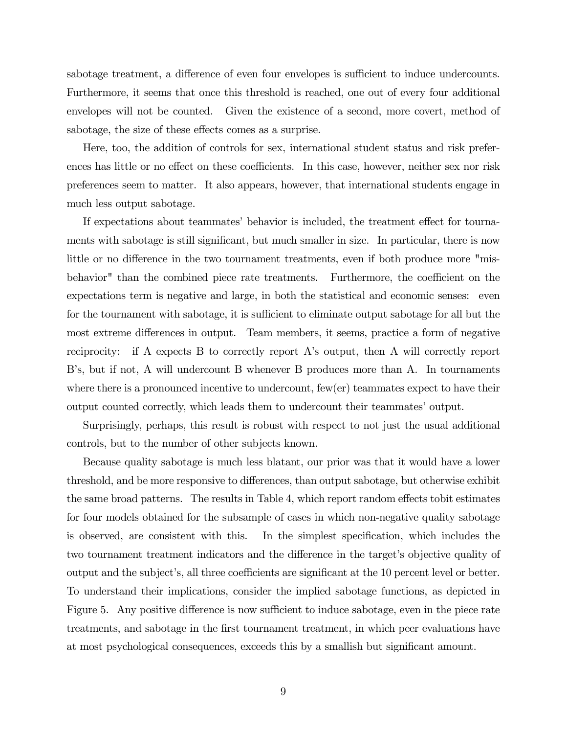sabotage treatment, a difference of even four envelopes is sufficient to induce undercounts. Furthermore, it seems that once this threshold is reached, one out of every four additional envelopes will not be counted. Given the existence of a second, more covert, method of sabotage, the size of these effects comes as a surprise.

Here, too, the addition of controls for sex, international student status and risk preferences has little or no effect on these coefficients. In this case, however, neither sex nor risk preferences seem to matter. It also appears, however, that international students engage in much less output sabotage.

If expectations about teammates' behavior is included, the treatment effect for tournaments with sabotage is still significant, but much smaller in size. In particular, there is now little or no difference in the two tournament treatments, even if both produce more "misbehavior" than the combined piece rate treatments. Furthermore, the coefficient on the expectations term is negative and large, in both the statistical and economic senses: even for the tournament with sabotage, it is sufficient to eliminate output sabotage for all but the most extreme differences in output. Team members, it seems, practice a form of negative reciprocity: if A expects B to correctly report A's output, then A will correctly report B's, but if not, A will undercount B whenever B produces more than A. In tournaments where there is a pronounced incentive to undercount, few(er) teammates expect to have their output counted correctly, which leads them to undercount their teammates' output.

Surprisingly, perhaps, this result is robust with respect to not just the usual additional controls, but to the number of other subjects known.

Because quality sabotage is much less blatant, our prior was that it would have a lower threshold, and be more responsive to differences, than output sabotage, but otherwise exhibit the same broad patterns. The results in Table 4, which report random effects tobit estimates for four models obtained for the subsample of cases in which non-negative quality sabotage is observed, are consistent with this. In the simplest specification, which includes the two tournament treatment indicators and the difference in the target's objective quality of output and the subject's, all three coefficients are significant at the 10 percent level or better. To understand their implications, consider the implied sabotage functions, as depicted in Figure 5. Any positive difference is now sufficient to induce sabotage, even in the piece rate treatments, and sabotage in the first tournament treatment, in which peer evaluations have at most psychological consequences, exceeds this by a smallish but significant amount.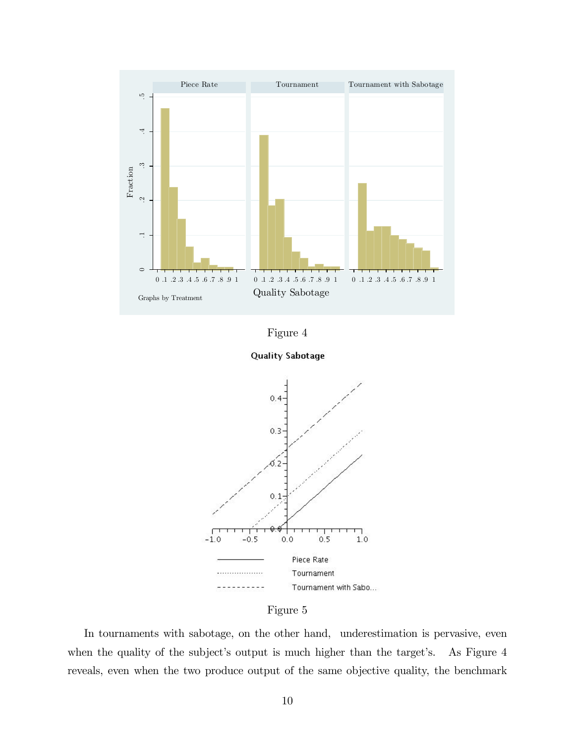Figure 4

Figure 5

In tournaments with sabotage, on the other hand, underestimation is pervasive, even when the quality of the subject's output is much higher than the target's. As Figure 4 reveals, even when the two produce output of the same objective quality, the benchmark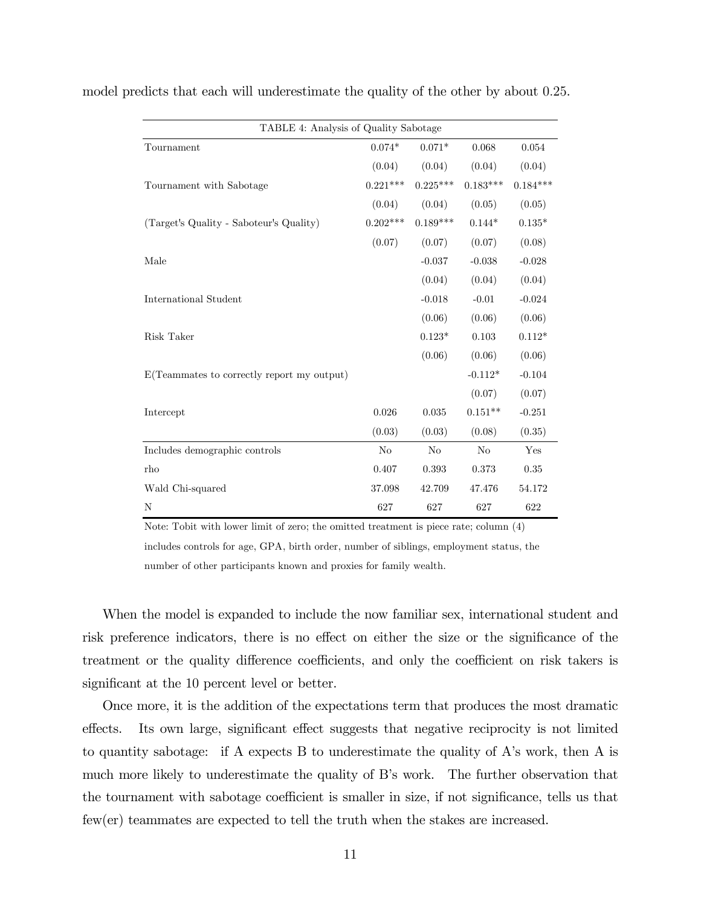model predicts that each will underestimate the quality of the other by about 0.25.

| TABLE 4: Analysis of Quality Sabotage | | | | |
|---|---|---|---|---|
| Tournament | 0.074* | 0.071* | 0.068 | 0.054 |
| | (0.04) | (0.04) | (0.04) | (0.04) |
| Tournament with Sabotage | 0.221*** | 0.225*** | 0.183*** | 0.184*** |
| | (0.04) | (0.04) | (0.05) | (0.05) |
| (Target's Quality - Saboteur's Quality) | 0.202*** | 0.189*** | 0.144* | 0.135* |
| | (0.07) | (0.07) | (0.07) | (0.08) |
| Male | | -0.037 | -0.038 | -0.028 |
| | | (0.04) | (0.04) | (0.04) |
| International Student | | -0.018 | -0.01 | -0.024 |
| | | (0.06) | (0.06) | (0.06) |
| Risk Taker | | 0.123* | 0.103 | 0.112* |
| | | (0.06) | (0.06) | (0.06) |
| E(Teammates to correctly report my output) | | | -0.112* | -0.104 |
| | | | (0.07) | (0.07) |
| Intercept | 0.026 | 0.035 | 0.151** | -0.251 |
| | (0.03) | (0.03) | (0.08) | (0.35) |
| Includes demographic controls | No | No | No | Yes |
| rho | 0.407 | 0.393 | 0.373 | 0.35 |
| Wald Chi-squared | 37.098 | 42.709 | 47.476 | 54.172 |
| N | 627 | 627 | 627 | 622 |

Note: Tobit with lower limit of zero; the omitted treatment is piece rate; column (4) includes controls for age, GPA, birth order, number of siblings, employment status, the number of other participants known and proxies for family wealth.

When the model is expanded to include the now familiar sex, international student and risk preference indicators, there is no effect on either the size or the significance of the treatment or the quality difference coefficients, and only the coefficient on risk takers is significant at the 10 percent level or better.

Once more, it is the addition of the expectations term that produces the most dramatic effects. Its own large, significant effect suggests that negative reciprocity is not limited to quantity sabotage: if A expects B to underestimate the quality of A's work, then A is much more likely to underestimate the quality of B's work. The further observation that the tournament with sabotage coefficient is smaller in size, if not significance, tells us that few(er) teammates are expected to tell the truth when the stakes are increased.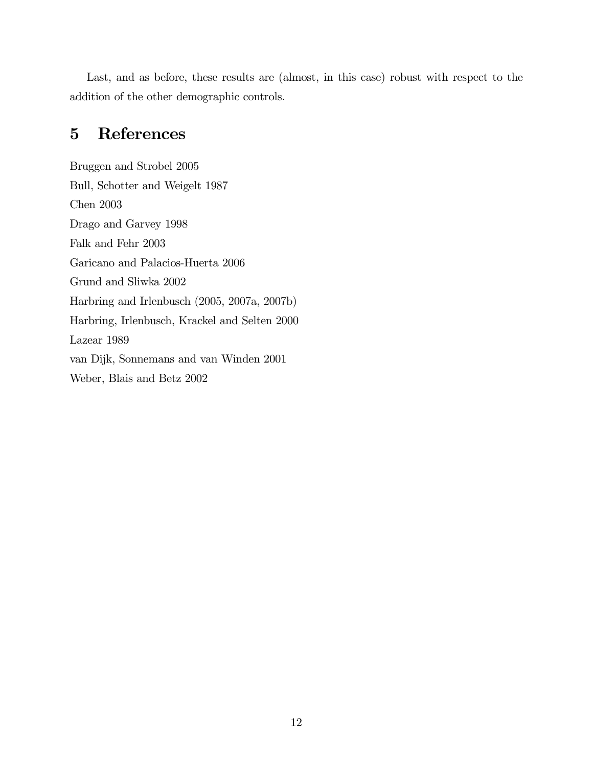Last, and as before, these results are (almost, in this case) robust with respect to the addition of the other demographic controls.

# 5 References

Bruggen and Strobel 2005

Bull, Schotter and Weigelt 1987

Chen 2003

Drago and Garvey 1998

Falk and Fehr 2003

Garicano and Palacios-Huerta 2006

Grund and Sliwka 2002

Harbring and Irlenbusch (2005, 2007a, 2007b)

Harbring, Irlenbusch, Krackel and Selten 2000

Lazear 1989

van Dijk, Sonnemans and van Winden 2001

Weber, Blais and Betz 2002